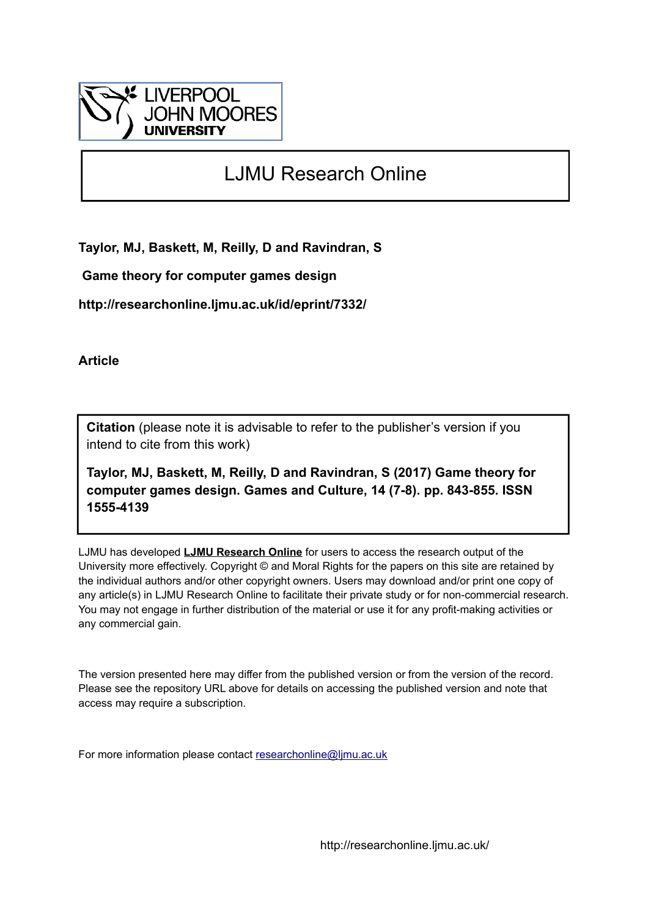LIVERPOOL JOHN MOORES UNIVERSITY

# LJMU Research Online

**Taylor, MJ, Baskett, M, Reilly, D and Ravindran, S**

**Game theory for computer games design**

**http://researchonline.ljmu.ac.uk/id/eprint/7332/**

**Article**

**Citation** (please note it is advisable to refer to the publisher's version if you intend to cite from this work)

**Taylor, MJ, Baskett, M, Reilly, D and Ravindran, S (2017) Game theory for computer games design. Games and Culture, 14 (7-8). pp. 843-855. ISSN 1555-4139**

LJMU has developed **LJMU Research Online** for users to access the research output of the University more effectively. Copyright © and Moral Rights for the papers on this site are retained by the individual authors and/or other copyright owners. Users may download and/or print one copy of any article(s) in LJMU Research Online to facilitate their private study or for non-commercial research. You may not engage in further distribution of the material or use it for any profit-making activities or any commercial gain.

The version presented here may differ from the published version or from the version of the record. Please see the repository URL above for details on accessing the published version and note that access may require a subscription.

For more information please contact researchonline@ljmu.ac.uk

http://researchonline.ljmu.ac.uk/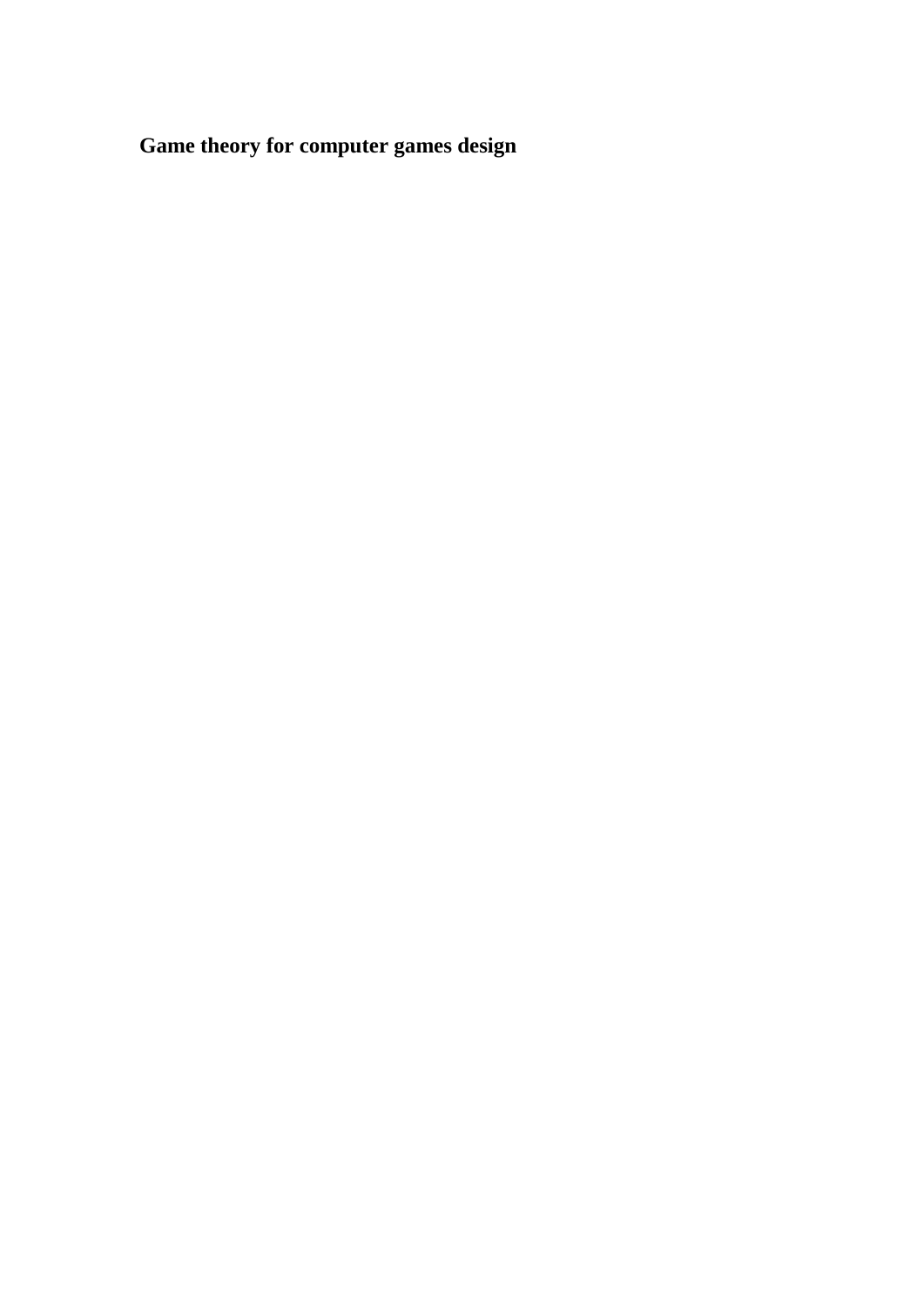**Game theory for computer games design**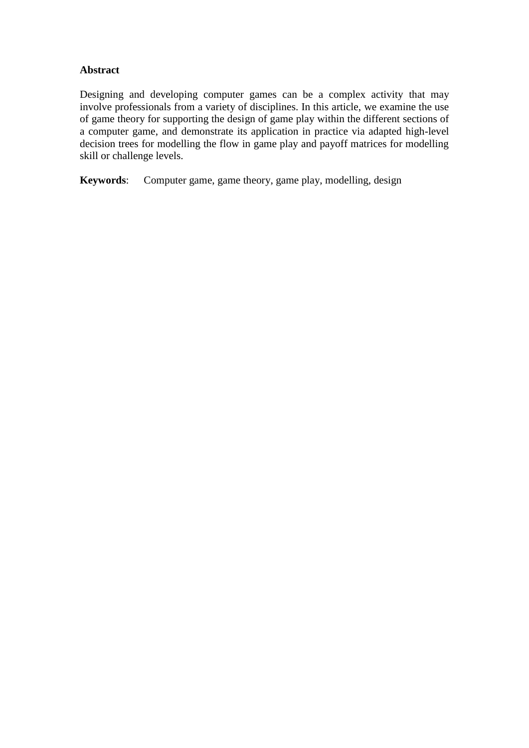## Abstract

Designing and developing computer games can be a complex activity that may involve professionals from a variety of disciplines. In this article, we examine the use of game theory for supporting the design of game play within the different sections of a computer game, and demonstrate its application in practice via adapted high-level decision trees for modelling the flow in game play and payoff matrices for modelling skill or challenge levels.

**Keywords**: Computer game, game theory, game play, modelling, design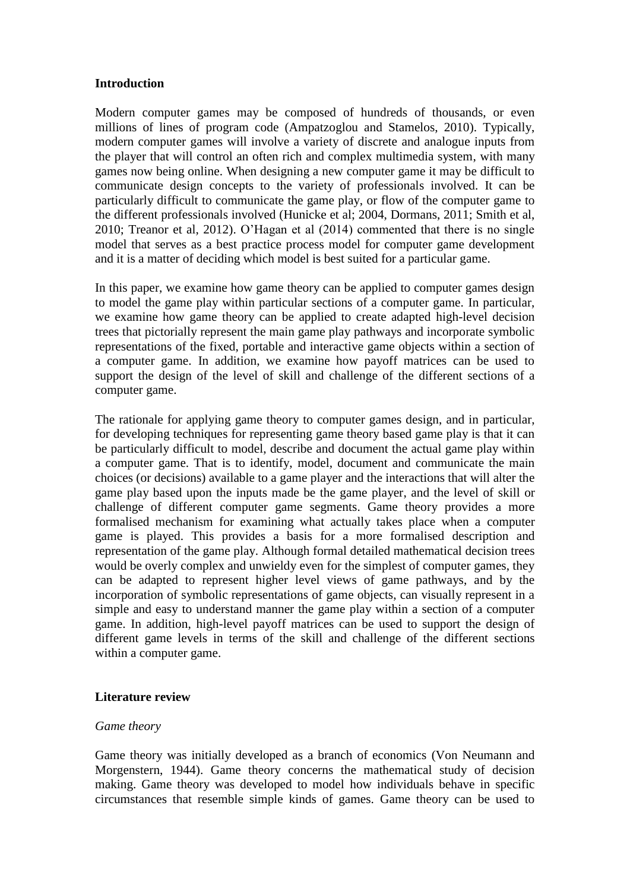## Introduction

Modern computer games may be composed of hundreds of thousands, or even millions of lines of program code (Ampatzoglou and Stamelos, 2010). Typically, modern computer games will involve a variety of discrete and analogue inputs from the player that will control an often rich and complex multimedia system, with many games now being online. When designing a new computer game it may be difficult to communicate design concepts to the variety of professionals involved. It can be particularly difficult to communicate the game play, or flow of the computer game to the different professionals involved (Hunicke et al; 2004, Dormans, 2011; Smith et al, 2010; Treanor et al, 2012). O'Hagan et al (2014) commented that there is no single model that serves as a best practice process model for computer game development and it is a matter of deciding which model is best suited for a particular game.

In this paper, we examine how game theory can be applied to computer games design to model the game play within particular sections of a computer game. In particular, we examine how game theory can be applied to create adapted high-level decision trees that pictorially represent the main game play pathways and incorporate symbolic representations of the fixed, portable and interactive game objects within a section of a computer game. In addition, we examine how payoff matrices can be used to support the design of the level of skill and challenge of the different sections of a computer game.

The rationale for applying game theory to computer games design, and in particular, for developing techniques for representing game theory based game play is that it can be particularly difficult to model, describe and document the actual game play within a computer game. That is to identify, model, document and communicate the main choices (or decisions) available to a game player and the interactions that will alter the game play based upon the inputs made be the game player, and the level of skill or challenge of different computer game segments. Game theory provides a more formalised mechanism for examining what actually takes place when a computer game is played. This provides a basis for a more formalised description and representation of the game play. Although formal detailed mathematical decision trees would be overly complex and unwieldy even for the simplest of computer games, they can be adapted to represent higher level views of game pathways, and by the incorporation of symbolic representations of game objects, can visually represent in a simple and easy to understand manner the game play within a section of a computer game. In addition, high-level payoff matrices can be used to support the design of different game levels in terms of the skill and challenge of the different sections within a computer game.

## Literature review

### *Game theory*

Game theory was initially developed as a branch of economics (Von Neumann and Morgenstern, 1944). Game theory concerns the mathematical study of decision making. Game theory was developed to model how individuals behave in specific circumstances that resemble simple kinds of games. Game theory can be used to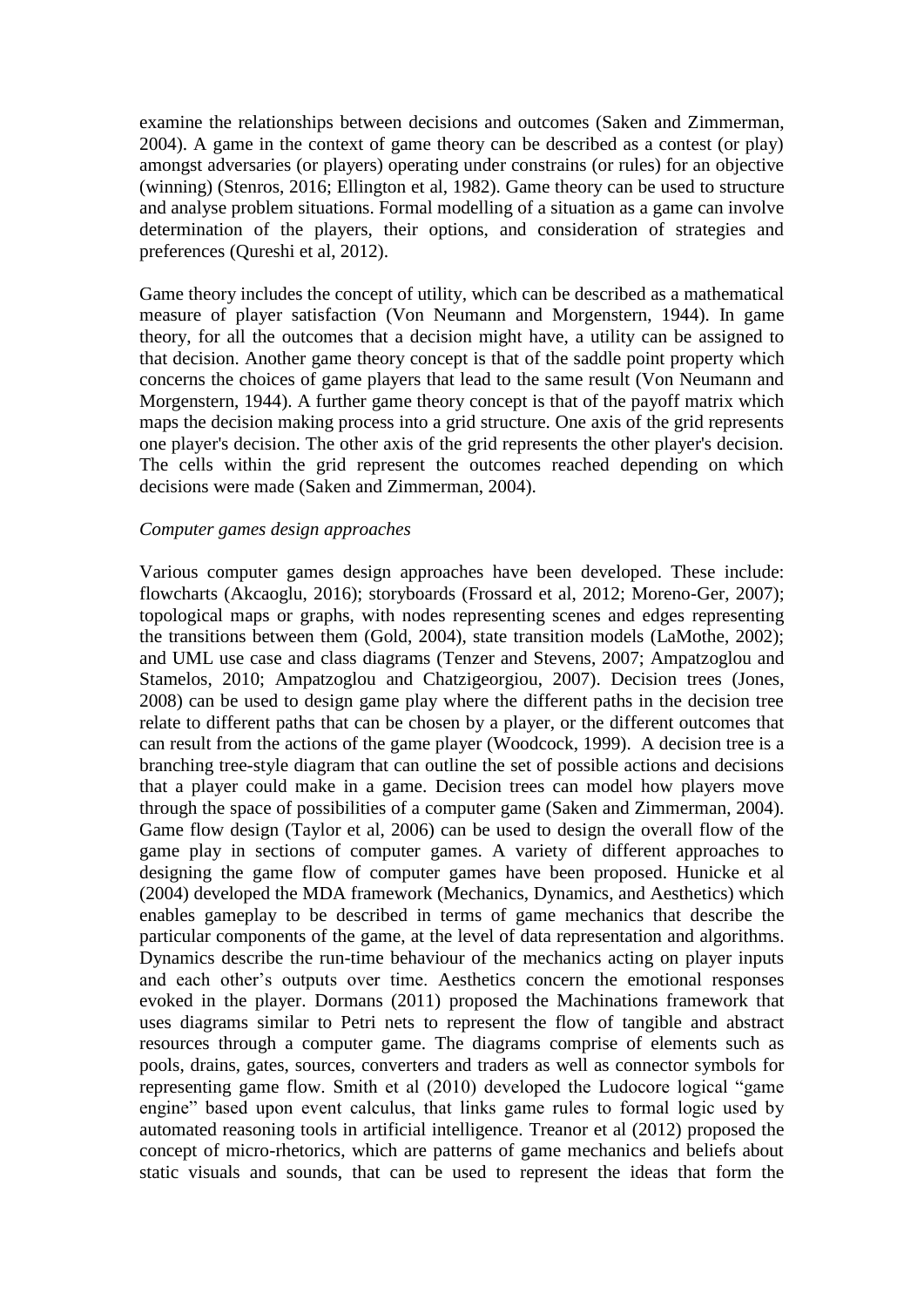examine the relationships between decisions and outcomes (Saken and Zimmerman, 2004). A game in the context of game theory can be described as a contest (or play) amongst adversaries (or players) operating under constrains (or rules) for an objective (winning) (Stenros, 2016; Ellington et al, 1982). Game theory can be used to structure and analyse problem situations. Formal modelling of a situation as a game can involve determination of the players, their options, and consideration of strategies and preferences (Qureshi et al, 2012).

Game theory includes the concept of utility, which can be described as a mathematical measure of player satisfaction (Von Neumann and Morgenstern, 1944). In game theory, for all the outcomes that a decision might have, a utility can be assigned to that decision. Another game theory concept is that of the saddle point property which concerns the choices of game players that lead to the same result (Von Neumann and Morgenstern, 1944). A further game theory concept is that of the payoff matrix which maps the decision making process into a grid structure. One axis of the grid represents one player's decision. The other axis of the grid represents the other player's decision. The cells within the grid represent the outcomes reached depending on which decisions were made (Saken and Zimmerman, 2004).

*Computer games design approaches*

Various computer games design approaches have been developed. These include: flowcharts (Akcaoglu, 2016); storyboards (Frossard et al, 2012; Moreno-Ger, 2007); topological maps or graphs, with nodes representing scenes and edges representing the transitions between them (Gold, 2004), state transition models (LaMothe, 2002); and UML use case and class diagrams (Tenzer and Stevens, 2007; Ampatzoglou and Stamelos, 2010; Ampatzoglou and Chatzigeorgiou, 2007). Decision trees (Jones, 2008) can be used to design game play where the different paths in the decision tree relate to different paths that can be chosen by a player, or the different outcomes that can result from the actions of the game player (Woodcock, 1999). A decision tree is a branching tree-style diagram that can outline the set of possible actions and decisions that a player could make in a game. Decision trees can model how players move through the space of possibilities of a computer game (Saken and Zimmerman, 2004). Game flow design (Taylor et al, 2006) can be used to design the overall flow of the game play in sections of computer games. A variety of different approaches to designing the game flow of computer games have been proposed. Hunicke et al (2004) developed the MDA framework (Mechanics, Dynamics, and Aesthetics) which enables gameplay to be described in terms of game mechanics that describe the particular components of the game, at the level of data representation and algorithms. Dynamics describe the run-time behaviour of the mechanics acting on player inputs and each other's outputs over time. Aesthetics concern the emotional responses evoked in the player. Dormans (2011) proposed the Machinations framework that uses diagrams similar to Petri nets to represent the flow of tangible and abstract resources through a computer game. The diagrams comprise of elements such as pools, drains, gates, sources, converters and traders as well as connector symbols for representing game flow. Smith et al (2010) developed the Ludocore logical "game engine" based upon event calculus, that links game rules to formal logic used by automated reasoning tools in artificial intelligence. Treanor et al (2012) proposed the concept of micro-rhetorics, which are patterns of game mechanics and beliefs about static visuals and sounds, that can be used to represent the ideas that form the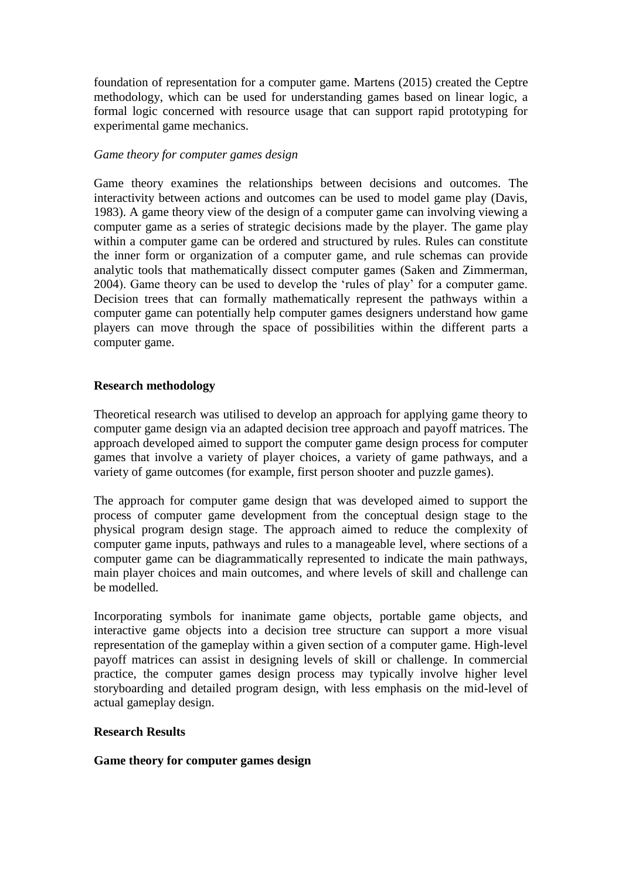foundation of representation for a computer game. Martens (2015) created the Ceptre methodology, which can be used for understanding games based on linear logic, a formal logic concerned with resource usage that can support rapid prototyping for experimental game mechanics.

*Game theory for computer games design*

Game theory examines the relationships between decisions and outcomes. The interactivity between actions and outcomes can be used to model game play (Davis, 1983). A game theory view of the design of a computer game can involving viewing a computer game as a series of strategic decisions made by the player. The game play within a computer game can be ordered and structured by rules. Rules can constitute the inner form or organization of a computer game, and rule schemas can provide analytic tools that mathematically dissect computer games (Saken and Zimmerman, 2004). Game theory can be used to develop the 'rules of play' for a computer game. Decision trees that can formally mathematically represent the pathways within a computer game can potentially help computer games designers understand how game players can move through the space of possibilities within the different parts a computer game.

## Research methodology

Theoretical research was utilised to develop an approach for applying game theory to computer game design via an adapted decision tree approach and payoff matrices. The approach developed aimed to support the computer game design process for computer games that involve a variety of player choices, a variety of game pathways, and a variety of game outcomes (for example, first person shooter and puzzle games).

The approach for computer game design that was developed aimed to support the process of computer game development from the conceptual design stage to the physical program design stage. The approach aimed to reduce the complexity of computer game inputs, pathways and rules to a manageable level, where sections of a computer game can be diagrammatically represented to indicate the main pathways, main player choices and main outcomes, and where levels of skill and challenge can be modelled.

Incorporating symbols for inanimate game objects, portable game objects, and interactive game objects into a decision tree structure can support a more visual representation of the gameplay within a given section of a computer game. High-level payoff matrices can assist in designing levels of skill or challenge. In commercial practice, the computer games design process may typically involve higher level storyboarding and detailed program design, with less emphasis on the mid-level of actual gameplay design.

## Research Results

### Game theory for computer games design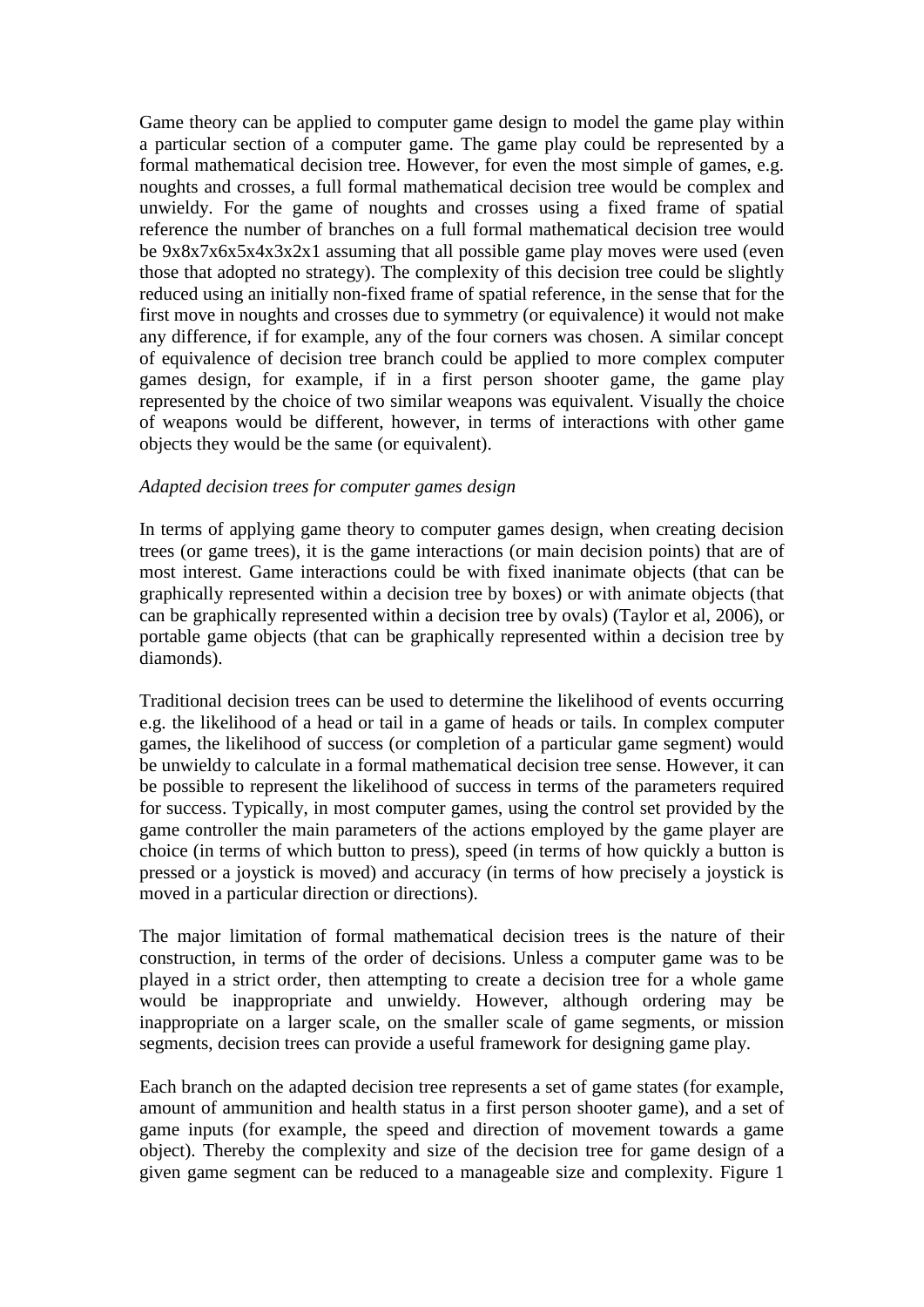Game theory can be applied to computer game design to model the game play within a particular section of a computer game. The game play could be represented by a formal mathematical decision tree. However, for even the most simple of games, e.g. noughts and crosses, a full formal mathematical decision tree would be complex and unwieldy. For the game of noughts and crosses using a fixed frame of spatial reference the number of branches on a full formal mathematical decision tree would be 9x8x7x6x5x4x3x2x1 assuming that all possible game play moves were used (even those that adopted no strategy). The complexity of this decision tree could be slightly reduced using an initially non-fixed frame of spatial reference, in the sense that for the first move in noughts and crosses due to symmetry (or equivalence) it would not make any difference, if for example, any of the four corners was chosen. A similar concept of equivalence of decision tree branch could be applied to more complex computer games design, for example, if in a first person shooter game, the game play represented by the choice of two similar weapons was equivalent. Visually the choice of weapons would be different, however, in terms of interactions with other game objects they would be the same (or equivalent).

*Adapted decision trees for computer games design*

In terms of applying game theory to computer games design, when creating decision trees (or game trees), it is the game interactions (or main decision points) that are of most interest. Game interactions could be with fixed inanimate objects (that can be graphically represented within a decision tree by boxes) or with animate objects (that can be graphically represented within a decision tree by ovals) (Taylor et al, 2006), or portable game objects (that can be graphically represented within a decision tree by diamonds).

Traditional decision trees can be used to determine the likelihood of events occurring e.g. the likelihood of a head or tail in a game of heads or tails. In complex computer games, the likelihood of success (or completion of a particular game segment) would be unwieldy to calculate in a formal mathematical decision tree sense. However, it can be possible to represent the likelihood of success in terms of the parameters required for success. Typically, in most computer games, using the control set provided by the game controller the main parameters of the actions employed by the game player are choice (in terms of which button to press), speed (in terms of how quickly a button is pressed or a joystick is moved) and accuracy (in terms of how precisely a joystick is moved in a particular direction or directions).

The major limitation of formal mathematical decision trees is the nature of their construction, in terms of the order of decisions. Unless a computer game was to be played in a strict order, then attempting to create a decision tree for a whole game would be inappropriate and unwieldy. However, although ordering may be inappropriate on a larger scale, on the smaller scale of game segments, or mission segments, decision trees can provide a useful framework for designing game play.

Each branch on the adapted decision tree represents a set of game states (for example, amount of ammunition and health status in a first person shooter game), and a set of game inputs (for example, the speed and direction of movement towards a game object). Thereby the complexity and size of the decision tree for game design of a given game segment can be reduced to a manageable size and complexity. Figure 1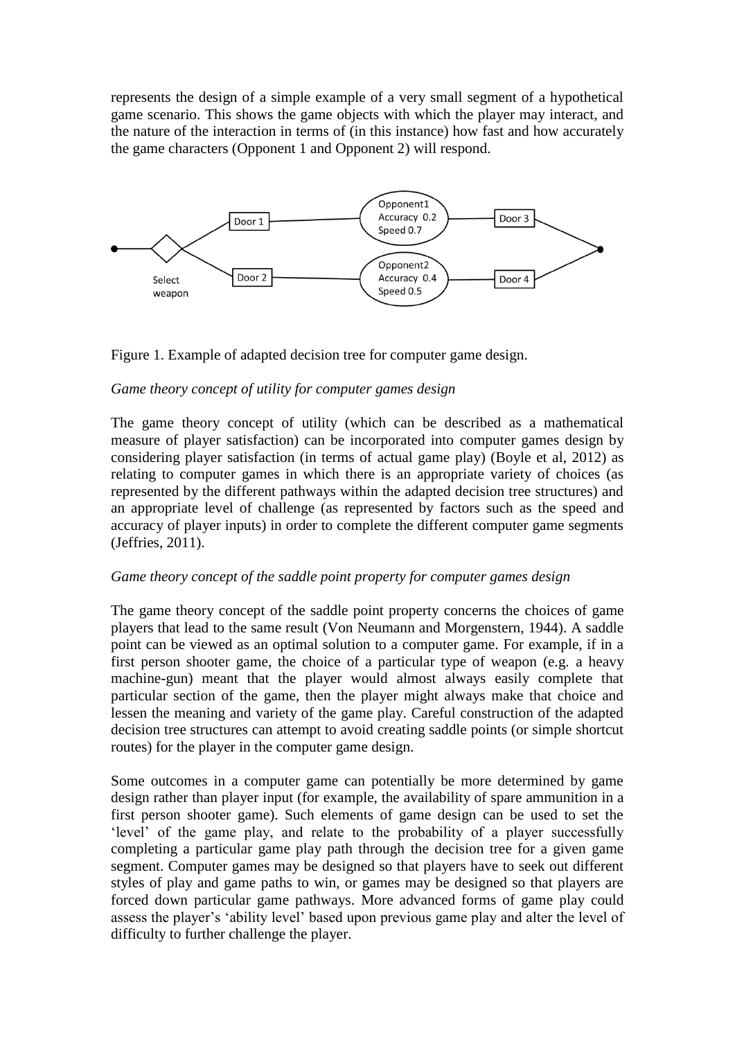represents the design of a simple example of a very small segment of a hypothetical game scenario. This shows the game objects with which the player may interact, and the nature of the interaction in terms of (in this instance) how fast and how accurately the game characters (Opponent 1 and Opponent 2) will respond.

Figure 1. Example of adapted decision tree for computer game design.

*Game theory concept of utility for computer games design*

The game theory concept of utility (which can be described as a mathematical measure of player satisfaction) can be incorporated into computer games design by considering player satisfaction (in terms of actual game play) (Boyle et al, 2012) as relating to computer games in which there is an appropriate variety of choices (as represented by the different pathways within the adapted decision tree structures) and an appropriate level of challenge (as represented by factors such as the speed and accuracy of player inputs) in order to complete the different computer game segments (Jeffries, 2011).

*Game theory concept of the saddle point property for computer games design*

The game theory concept of the saddle point property concerns the choices of game players that lead to the same result (Von Neumann and Morgenstern, 1944). A saddle point can be viewed as an optimal solution to a computer game. For example, if in a first person shooter game, the choice of a particular type of weapon (e.g. a heavy machine-gun) meant that the player would almost always easily complete that particular section of the game, then the player might always make that choice and lessen the meaning and variety of the game play. Careful construction of the adapted decision tree structures can attempt to avoid creating saddle points (or simple shortcut routes) for the player in the computer game design.

Some outcomes in a computer game can potentially be more determined by game design rather than player input (for example, the availability of spare ammunition in a first person shooter game). Such elements of game design can be used to set the 'level' of the game play, and relate to the probability of a player successfully completing a particular game play path through the decision tree for a given game segment. Computer games may be designed so that players have to seek out different styles of play and game paths to win, or games may be designed so that players are forced down particular game pathways. More advanced forms of game play could assess the player's 'ability level' based upon previous game play and alter the level of difficulty to further challenge the player.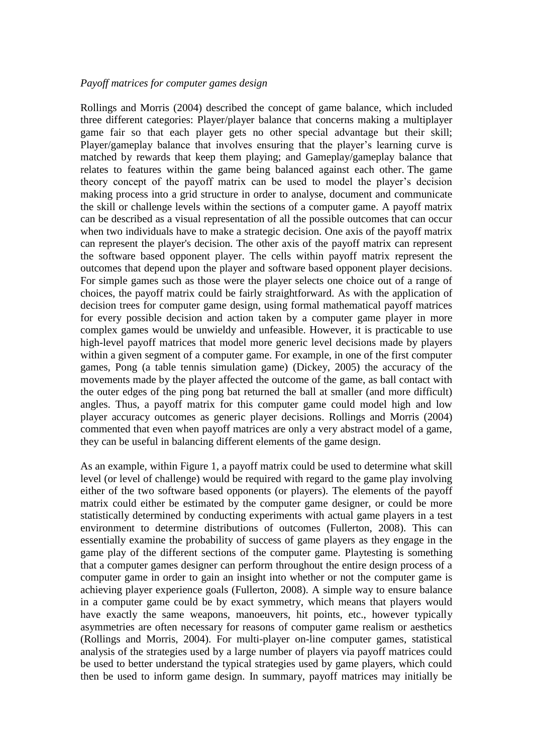*Payoff matrices for computer games design*

Rollings and Morris (2004) described the concept of game balance, which included three different categories: Player/player balance that concerns making a multiplayer game fair so that each player gets no other special advantage but their skill; Player/gameplay balance that involves ensuring that the player's learning curve is matched by rewards that keep them playing; and Gameplay/gameplay balance that relates to features within the game being balanced against each other. The game theory concept of the payoff matrix can be used to model the player's decision making process into a grid structure in order to analyse, document and communicate the skill or challenge levels within the sections of a computer game. A payoff matrix can be described as a visual representation of all the possible outcomes that can occur when two individuals have to make a strategic decision. One axis of the payoff matrix can represent the player's decision. The other axis of the payoff matrix can represent the software based opponent player. The cells within payoff matrix represent the outcomes that depend upon the player and software based opponent player decisions. For simple games such as those were the player selects one choice out of a range of choices, the payoff matrix could be fairly straightforward. As with the application of decision trees for computer game design, using formal mathematical payoff matrices for every possible decision and action taken by a computer game player in more complex games would be unwieldy and unfeasible. However, it is practicable to use high-level payoff matrices that model more generic level decisions made by players within a given segment of a computer game. For example, in one of the first computer games, Pong (a table tennis simulation game) (Dickey, 2005) the accuracy of the movements made by the player affected the outcome of the game, as ball contact with the outer edges of the ping pong bat returned the ball at smaller (and more difficult) angles. Thus, a payoff matrix for this computer game could model high and low player accuracy outcomes as generic player decisions. Rollings and Morris (2004) commented that even when payoff matrices are only a very abstract model of a game, they can be useful in balancing different elements of the game design.

As an example, within Figure 1, a payoff matrix could be used to determine what skill level (or level of challenge) would be required with regard to the game play involving either of the two software based opponents (or players). The elements of the payoff matrix could either be estimated by the computer game designer, or could be more statistically determined by conducting experiments with actual game players in a test environment to determine distributions of outcomes (Fullerton, 2008). This can essentially examine the probability of success of game players as they engage in the game play of the different sections of the computer game. Playtesting is something that a computer games designer can perform throughout the entire design process of a computer game in order to gain an insight into whether or not the computer game is achieving player experience goals (Fullerton, 2008). A simple way to ensure balance in a computer game could be by exact symmetry, which means that players would have exactly the same weapons, manoeuvers, hit points, etc., however typically asymmetries are often necessary for reasons of computer game realism or aesthetics (Rollings and Morris, 2004). For multi-player on-line computer games, statistical analysis of the strategies used by a large number of players via payoff matrices could be used to better understand the typical strategies used by game players, which could then be used to inform game design. In summary, payoff matrices may initially be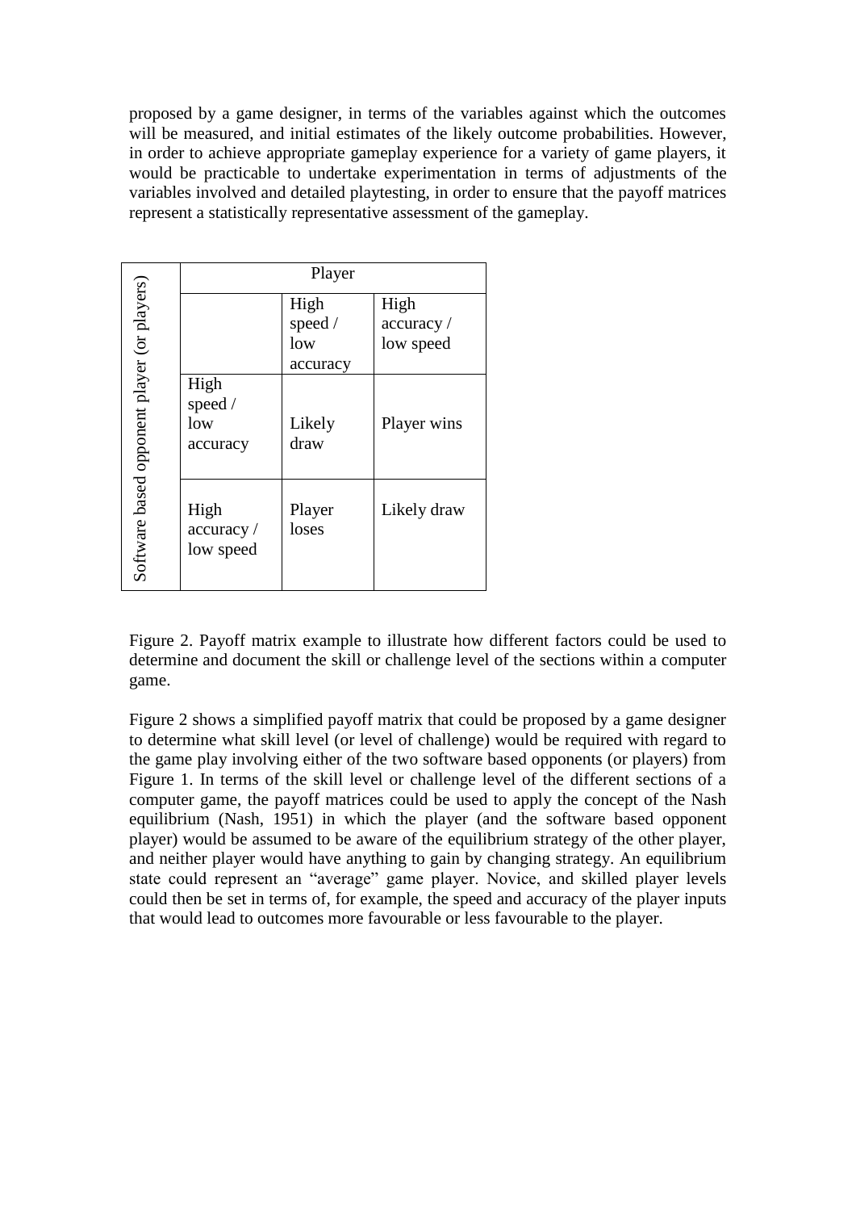proposed by a game designer, in terms of the variables against which the outcomes will be measured, and initial estimates of the likely outcome probabilities. However, in order to achieve appropriate gameplay experience for a variety of game players, it would be practicable to undertake experimentation in terms of adjustments of the variables involved and detailed playtesting, in order to ensure that the payoff matrices represent a statistically representative assessment of the gameplay.

| Software based opponent player (or players) | | Player | |
|---|---|---|---|
| | | High speed / low accuracy | High accuracy / low speed |
| | High speed / low accuracy | Likely draw | Player wins |
| | High accuracy / low speed | Player loses | Likely draw |

Figure 2. Payoff matrix example to illustrate how different factors could be used to determine and document the skill or challenge level of the sections within a computer game.

Figure 2 shows a simplified payoff matrix that could be proposed by a game designer to determine what skill level (or level of challenge) would be required with regard to the game play involving either of the two software based opponents (or players) from Figure 1. In terms of the skill level or challenge level of the different sections of a computer game, the payoff matrices could be used to apply the concept of the Nash equilibrium (Nash, 1951) in which the player (and the software based opponent player) would be assumed to be aware of the equilibrium strategy of the other player, and neither player would have anything to gain by changing strategy. An equilibrium state could represent an "average" game player. Novice, and skilled player levels could then be set in terms of, for example, the speed and accuracy of the player inputs that would lead to outcomes more favourable or less favourable to the player.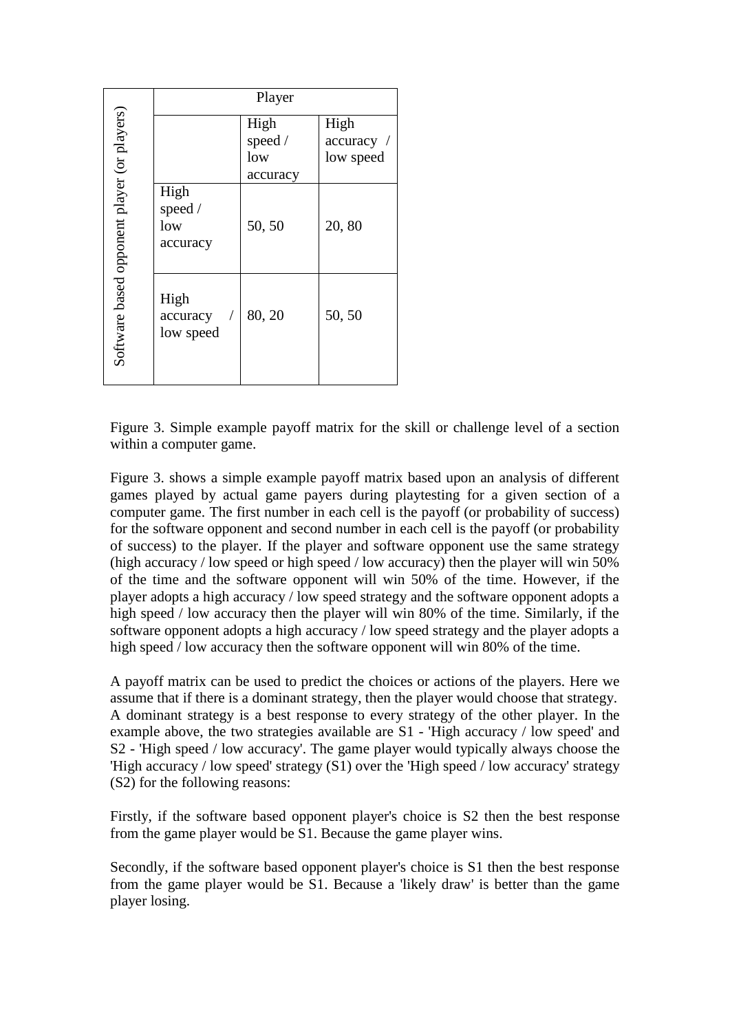| Software based opponent player (or players) | | Player | |
|---|---|---|---|
| | | High speed / low accuracy | High accuracy / low speed |
| | High speed / low accuracy | 50, 50 | 20, 80 |
| | High accuracy / low speed | 80, 20 | 50, 50 |

Figure 3. Simple example payoff matrix for the skill or challenge level of a section within a computer game.

Figure 3. shows a simple example payoff matrix based upon an analysis of different games played by actual game payers during playtesting for a given section of a computer game. The first number in each cell is the payoff (or probability of success) for the software opponent and second number in each cell is the payoff (or probability of success) to the player. If the player and software opponent use the same strategy (high accuracy / low speed or high speed / low accuracy) then the player will win 50% of the time and the software opponent will win 50% of the time. However, if the player adopts a high accuracy / low speed strategy and the software opponent adopts a high speed / low accuracy then the player will win 80% of the time. Similarly, if the software opponent adopts a high accuracy / low speed strategy and the player adopts a high speed / low accuracy then the software opponent will win 80% of the time.

A payoff matrix can be used to predict the choices or actions of the players. Here we assume that if there is a dominant strategy, then the player would choose that strategy. A dominant strategy is a best response to every strategy of the other player. In the example above, the two strategies available are S1 - 'High accuracy / low speed' and S2 - 'High speed / low accuracy'. The game player would typically always choose the 'High accuracy / low speed' strategy (S1) over the 'High speed / low accuracy' strategy (S2) for the following reasons:

Firstly, if the software based opponent player's choice is S2 then the best response from the game player would be S1. Because the game player wins.

Secondly, if the software based opponent player's choice is S1 then the best response from the game player would be S1. Because a 'likely draw' is better than the game player losing.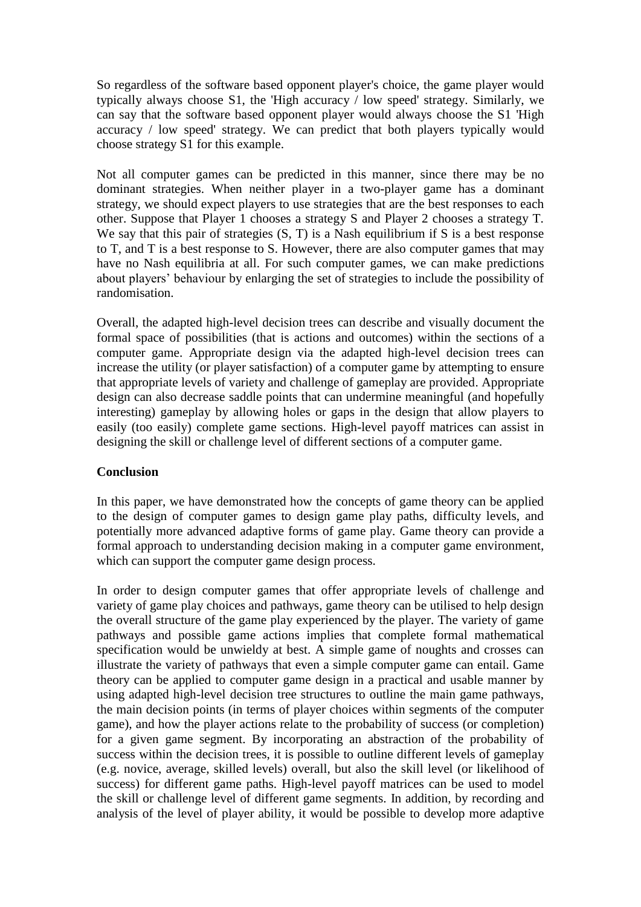So regardless of the software based opponent player's choice, the game player would typically always choose S1, the 'High accuracy / low speed' strategy. Similarly, we can say that the software based opponent player would always choose the S1 'High accuracy / low speed' strategy. We can predict that both players typically would choose strategy S1 for this example.

Not all computer games can be predicted in this manner, since there may be no dominant strategies. When neither player in a two-player game has a dominant strategy, we should expect players to use strategies that are the best responses to each other. Suppose that Player 1 chooses a strategy S and Player 2 chooses a strategy T. We say that this pair of strategies (S, T) is a Nash equilibrium if S is a best response to T, and T is a best response to S. However, there are also computer games that may have no Nash equilibria at all. For such computer games, we can make predictions about players' behaviour by enlarging the set of strategies to include the possibility of randomisation.

Overall, the adapted high-level decision trees can describe and visually document the formal space of possibilities (that is actions and outcomes) within the sections of a computer game. Appropriate design via the adapted high-level decision trees can increase the utility (or player satisfaction) of a computer game by attempting to ensure that appropriate levels of variety and challenge of gameplay are provided. Appropriate design can also decrease saddle points that can undermine meaningful (and hopefully interesting) gameplay by allowing holes or gaps in the design that allow players to easily (too easily) complete game sections. High-level payoff matrices can assist in designing the skill or challenge level of different sections of a computer game.

**Conclusion**

In this paper, we have demonstrated how the concepts of game theory can be applied to the design of computer games to design game play paths, difficulty levels, and potentially more advanced adaptive forms of game play. Game theory can provide a formal approach to understanding decision making in a computer game environment, which can support the computer game design process.

In order to design computer games that offer appropriate levels of challenge and variety of game play choices and pathways, game theory can be utilised to help design the overall structure of the game play experienced by the player. The variety of game pathways and possible game actions implies that complete formal mathematical specification would be unwieldy at best. A simple game of noughts and crosses can illustrate the variety of pathways that even a simple computer game can entail. Game theory can be applied to computer game design in a practical and usable manner by using adapted high-level decision tree structures to outline the main game pathways, the main decision points (in terms of player choices within segments of the computer game), and how the player actions relate to the probability of success (or completion) for a given game segment. By incorporating an abstraction of the probability of success within the decision trees, it is possible to outline different levels of gameplay (e.g. novice, average, skilled levels) overall, but also the skill level (or likelihood of success) for different game paths. High-level payoff matrices can be used to model the skill or challenge level of different game segments. In addition, by recording and analysis of the level of player ability, it would be possible to develop more adaptive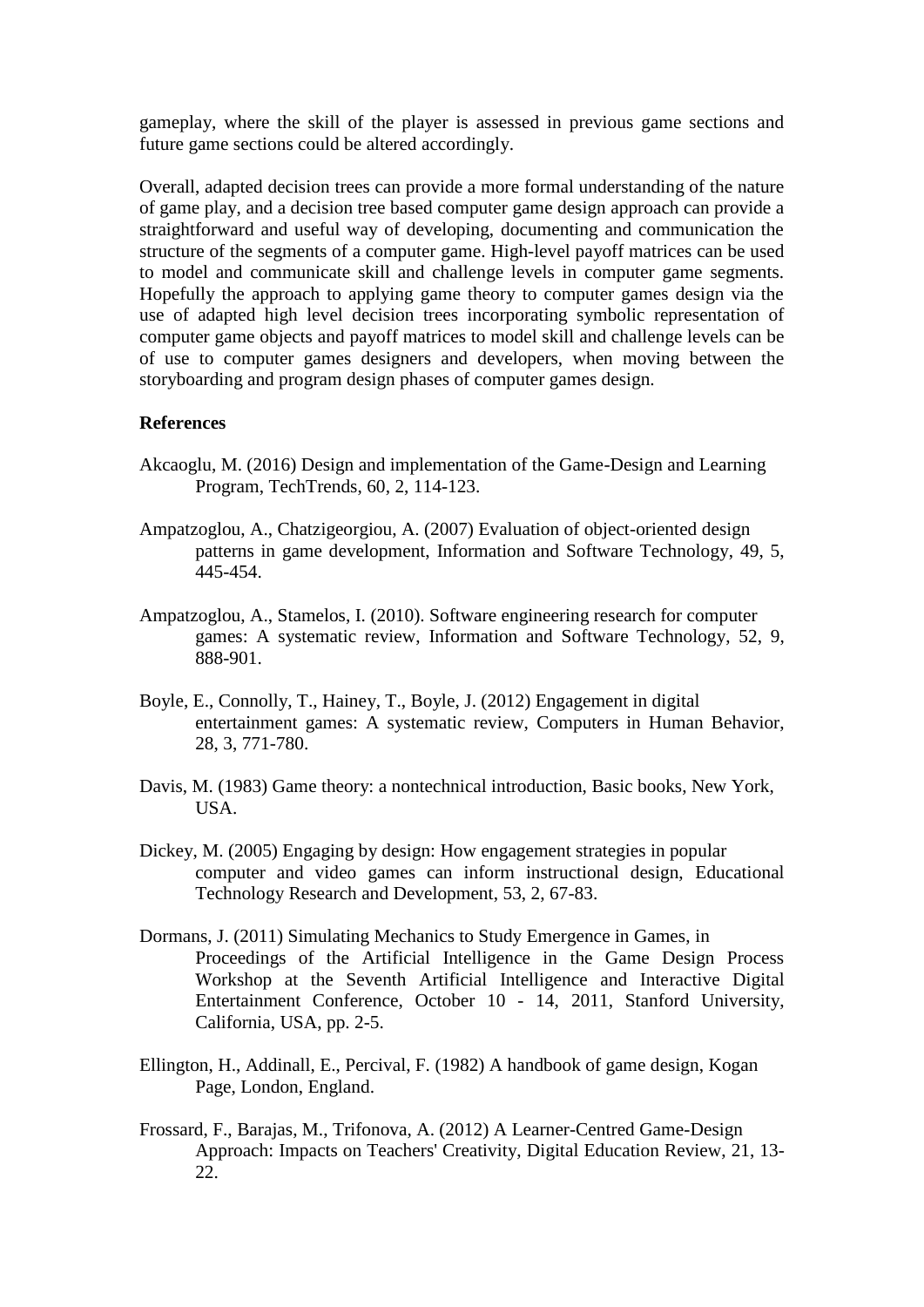gameplay, where the skill of the player is assessed in previous game sections and future game sections could be altered accordingly.

Overall, adapted decision trees can provide a more formal understanding of the nature of game play, and a decision tree based computer game design approach can provide a straightforward and useful way of developing, documenting and communication the structure of the segments of a computer game. High-level payoff matrices can be used to model and communicate skill and challenge levels in computer game segments. Hopefully the approach to applying game theory to computer games design via the use of adapted high level decision trees incorporating symbolic representation of computer game objects and payoff matrices to model skill and challenge levels can be of use to computer games designers and developers, when moving between the storyboarding and program design phases of computer games design.

**References**

Akcaoglu, M. (2016) Design and implementation of the Game-Design and Learning Program, TechTrends, 60, 2, 114-123.

Ampatzoglou, A., Chatzigeorgiou, A. (2007) Evaluation of object-oriented design patterns in game development, Information and Software Technology, 49, 5, 445-454.

Ampatzoglou, A., Stamelos, I. (2010). Software engineering research for computer games: A systematic review, Information and Software Technology, 52, 9, 888-901.

Boyle, E., Connolly, T., Hainey, T., Boyle, J. (2012) Engagement in digital entertainment games: A systematic review, Computers in Human Behavior, 28, 3, 771-780.

Davis, M. (1983) Game theory: a nontechnical introduction, Basic books, New York, USA.

Dickey, M. (2005) Engaging by design: How engagement strategies in popular computer and video games can inform instructional design, Educational Technology Research and Development, 53, 2, 67-83.

Dormans, J. (2011) Simulating Mechanics to Study Emergence in Games, in Proceedings of the Artificial Intelligence in the Game Design Process Workshop at the Seventh Artificial Intelligence and Interactive Digital Entertainment Conference, October 10 - 14, 2011, Stanford University, California, USA, pp. 2-5.

Ellington, H., Addinall, E., Percival, F. (1982) A handbook of game design, Kogan Page, London, England.

Frossard, F., Barajas, M., Trifonova, A. (2012) A Learner-Centred Game-Design Approach: Impacts on Teachers' Creativity, Digital Education Review, 21, 13-22.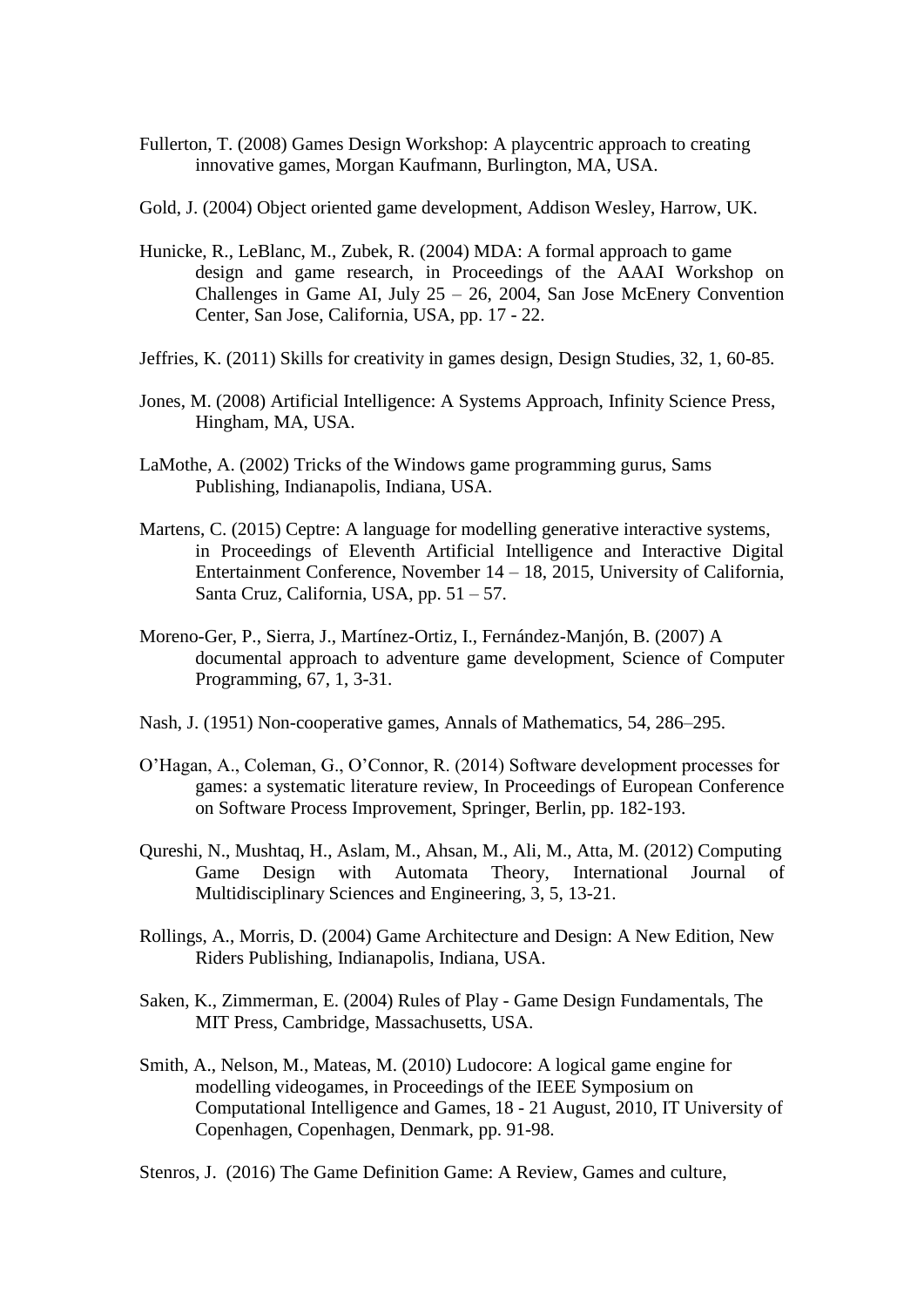Fullerton, T. (2008) Games Design Workshop: A playcentric approach to creating innovative games, Morgan Kaufmann, Burlington, MA, USA.

Gold, J. (2004) Object oriented game development, Addison Wesley, Harrow, UK.

Hunicke, R., LeBlanc, M., Zubek, R. (2004) MDA: A formal approach to game design and game research, in Proceedings of the AAAI Workshop on Challenges in Game AI, July 25 – 26, 2004, San Jose McEnery Convention Center, San Jose, California, USA, pp. 17 - 22.

Jeffries, K. (2011) Skills for creativity in games design, Design Studies, 32, 1, 60-85.

Jones, M. (2008) Artificial Intelligence: A Systems Approach, Infinity Science Press, Hingham, MA, USA.

LaMothe, A. (2002) Tricks of the Windows game programming gurus, Sams Publishing, Indianapolis, Indiana, USA.

Martens, C. (2015) Ceptre: A language for modelling generative interactive systems, in Proceedings of Eleventh Artificial Intelligence and Interactive Digital Entertainment Conference, November 14 – 18, 2015, University of California, Santa Cruz, California, USA, pp. 51 – 57.

Moreno-Ger, P., Sierra, J., Martínez-Ortiz, I., Fernández-Manjón, B. (2007) A documental approach to adventure game development, Science of Computer Programming, 67, 1, 3-31.

Nash, J. (1951) Non-cooperative games, Annals of Mathematics, 54, 286–295.

O'Hagan, A., Coleman, G., O'Connor, R. (2014) Software development processes for games: a systematic literature review, In Proceedings of European Conference on Software Process Improvement, Springer, Berlin, pp. 182-193.

Qureshi, N., Mushtaq, H., Aslam, M., Ahsan, M., Ali, M., Atta, M. (2012) Computing Game Design with Automata Theory, International Journal of Multidisciplinary Sciences and Engineering, 3, 5, 13-21.

Rollings, A., Morris, D. (2004) Game Architecture and Design: A New Edition, New Riders Publishing, Indianapolis, Indiana, USA.

Saken, K., Zimmerman, E. (2004) Rules of Play - Game Design Fundamentals, The MIT Press, Cambridge, Massachusetts, USA.

Smith, A., Nelson, M., Mateas, M. (2010) Ludocore: A logical game engine for modelling videogames, in Proceedings of the IEEE Symposium on Computational Intelligence and Games, 18 - 21 August, 2010, IT University of Copenhagen, Copenhagen, Denmark, pp. 91-98.

Stenros, J. (2016) The Game Definition Game: A Review, Games and culture,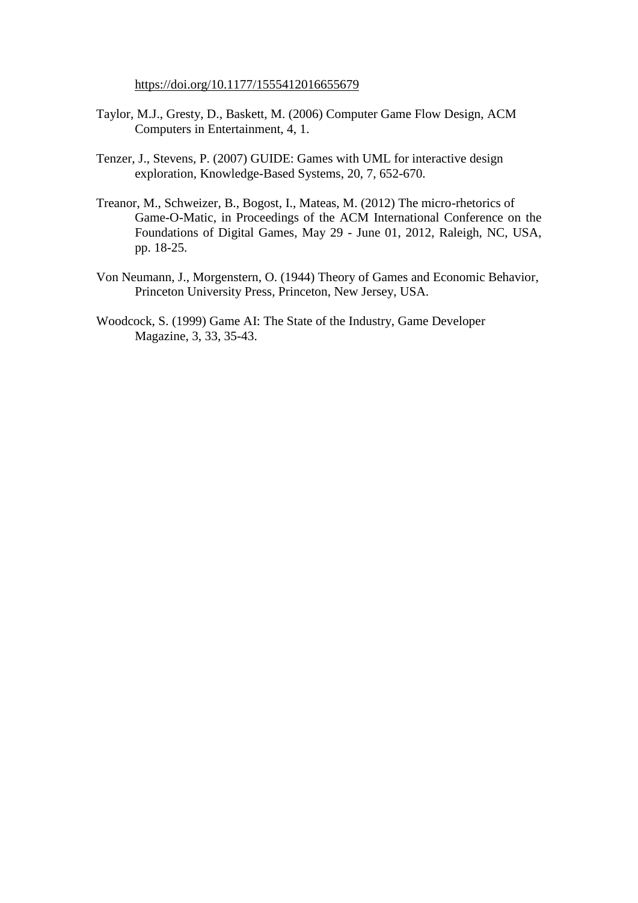https://doi.org/10.1177/1555412016655679

Taylor, M.J., Gresty, D., Baskett, M. (2006) Computer Game Flow Design, ACM Computers in Entertainment, 4, 1.

Tenzer, J., Stevens, P. (2007) GUIDE: Games with UML for interactive design exploration, Knowledge-Based Systems, 20, 7, 652-670.

Treanor, M., Schweizer, B., Bogost, I., Mateas, M. (2012) The micro-rhetorics of Game-O-Matic, in Proceedings of the ACM International Conference on the Foundations of Digital Games, May 29 - June 01, 2012, Raleigh, NC, USA, pp. 18-25.

Von Neumann, J., Morgenstern, O. (1944) Theory of Games and Economic Behavior, Princeton University Press, Princeton, New Jersey, USA.

Woodcock, S. (1999) Game AI: The State of the Industry, Game Developer Magazine, 3, 33, 35-43.